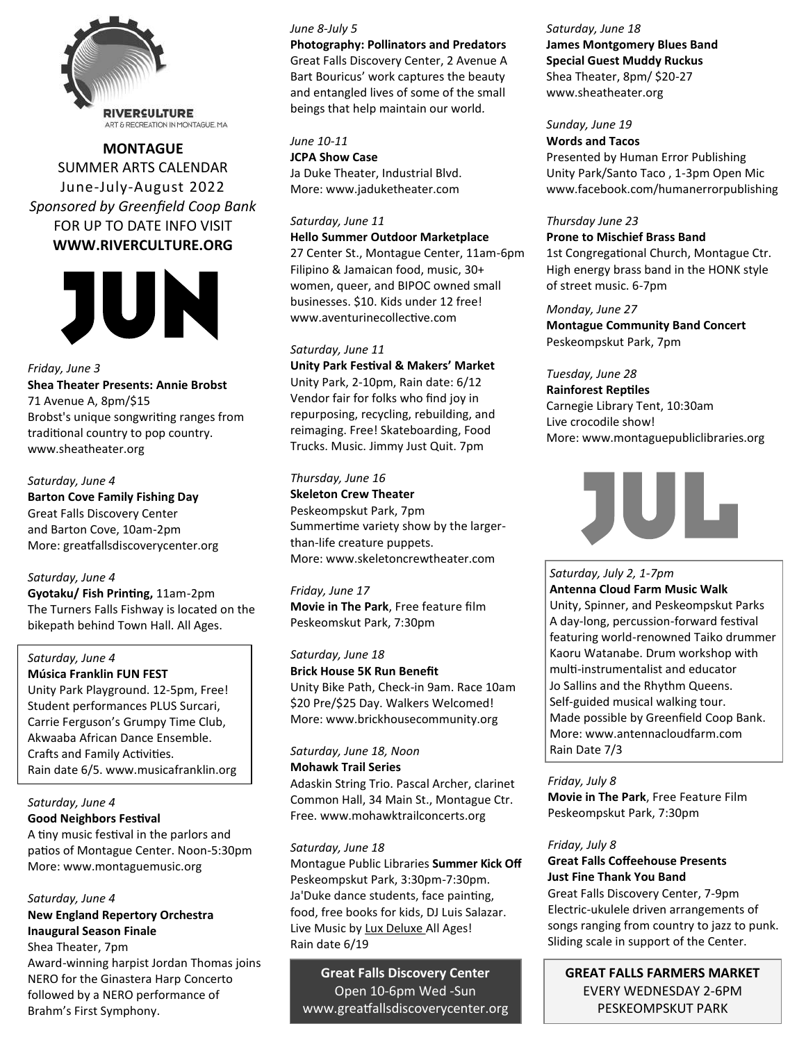RIVERCULTURE
ART & RECREATION IN MONTAGUE, MA

**MONTAGUE**
SUMMER ARTS CALENDAR
June-July-August 2022
*Sponsored by Greenfield Coop Bank*
FOR UP TO DATE INFO VISIT
**WWW.RIVERCULTURE.ORG**

# JUN

*Friday, June 3*
**Shea Theater Presents: Annie Brobst**
71 Avenue A, 8pm/$15
Brobst's unique songwriting ranges from traditional country to pop country.
www.sheatheater.org

*Saturday, June 4*
**Barton Cove Family Fishing Day**
Great Falls Discovery Center
and Barton Cove, 10am-2pm
More: greatfallsdiscoverycenter.org

*Saturday, June 4*
**Gyotaku/ Fish Printing,** 11am-2pm
The Turners Falls Fishway is located on the bikepath behind Town Hall. All Ages.

*Saturday, June 4*
**Música Franklin FUN FEST**
Unity Park Playground. 12-5pm, Free!
Student performances PLUS Surcari, Carrie Ferguson's Grumpy Time Club, Akwaaba African Dance Ensemble.
Crafts and Family Activities.
Rain date 6/5. www.musicafranklin.org

*Saturday, June 4*
**Good Neighbors Festival**
A tiny music festival in the parlors and patios of Montague Center. Noon-5:30pm
More: www.montaguemusic.org

*Saturday, June 4*
**New England Repertory Orchestra Inaugural Season Finale**
Shea Theater, 7pm
Award-winning harpist Jordan Thomas joins NERO for the Ginastera Harp Concerto followed by a NERO performance of Brahm's First Symphony.

*June 8-July 5*
**Photography: Pollinators and Predators**
Great Falls Discovery Center, 2 Avenue A
Bart Bouricus' work captures the beauty and entangled lives of some of the small beings that help maintain our world.

*June 10-11*
**JCPA Show Case**
Ja Duke Theater, Industrial Blvd.
More: www.jaduketheater.com

*Saturday, June 11*
**Hello Summer Outdoor Marketplace**
27 Center St., Montague Center, 11am-6pm
Filipino & Jamaican food, music, 30+ women, queer, and BIPOC owned small businesses. $10. Kids under 12 free!
www.aventurinecollective.com

*Saturday, June 11*
**Unity Park Festival & Makers' Market**
Unity Park, 2-10pm, Rain date: 6/12
Vendor fair for folks who find joy in repurposing, recycling, rebuilding, and reimaging. Free! Skateboarding, Food Trucks. Music. Jimmy Just Quit. 7pm

*Thursday, June 16*
**Skeleton Crew Theater**
Peskeompskut Park, 7pm
Summertime variety show by the larger-than-life creature puppets.
More: www.skeletoncrewtheater.com

*Friday, June 17*
**Movie in The Park**, Free feature film
Peskeomskut Park, 7:30pm

*Saturday, June 18*
**Brick House 5K Run Benefit**
Unity Bike Path, Check-in 9am. Race 10am
$20 Pre/$25 Day. Walkers Welcomed!
More: www.brickhousecommunity.org

*Saturday, June 18, Noon*
**Mohawk Trail Series**
Adaskin String Trio. Pascal Archer, clarinet
Common Hall, 34 Main St., Montague Ctr.
Free. www.mohawktrailconcerts.org

*Saturday, June 18*
Montague Public Libraries **Summer Kick Off**
Peskeompskut Park, 3:30pm-7:30pm.
Ja'Duke dance students, face painting, food, free books for kids, DJ Luis Salazar.
Live Music by Lux Deluxe All Ages!
Rain date 6/19

**Great Falls Discovery Center**
Open 10-6pm Wed -Sun
www.greatfallsdiscoverycenter.org

*Saturday, June 18*
**James Montgomery Blues Band**
**Special Guest Muddy Ruckus**
Shea Theater, 8pm/ $20-27
www.sheatheater.org

*Sunday, June 19*
**Words and Tacos**
Presented by Human Error Publishing
Unity Park/Santo Taco , 1-3pm Open Mic
www.facebook.com/humanerrorpublishing

*Thursday June 23*
**Prone to Mischief Brass Band**
1st Congregational Church, Montague Ctr.
High energy brass band in the HONK style of street music. 6-7pm

*Monday, June 27*
**Montague Community Band Concert**
Peskeompskut Park, 7pm

*Tuesday, June 28*
**Rainforest Reptiles**
Carnegie Library Tent, 10:30am
Live crocodile show!
More: www.montaguepubliclibraries.org

# JUL

*Saturday, July 2, 1-7pm*
**Antenna Cloud Farm Music Walk**
Unity, Spinner, and Peskeompskut Parks
A day-long, percussion-forward festival featuring world-renowned Taiko drummer Kaoru Watanabe. Drum workshop with multi-instrumentalist and educator Jo Sallins and the Rhythm Queens.
Self-guided musical walking tour.
Made possible by Greenfield Coop Bank.
More: www.antennacloudfarm.com
Rain Date 7/3

*Friday, July 8*
**Movie in The Park**, Free Feature Film
Peskeompskut Park, 7:30pm

*Friday, July 8*
**Great Falls Coffeehouse Presents**
**Just Fine Thank You Band**
Great Falls Discovery Center, 7-9pm
Electric-ukulele driven arrangements of songs ranging from country to jazz to punk.
Sliding scale in support of the Center.

**GREAT FALLS FARMERS MARKET**
EVERY WEDNESDAY 2-6PM
PESKEOMPSKUT PARK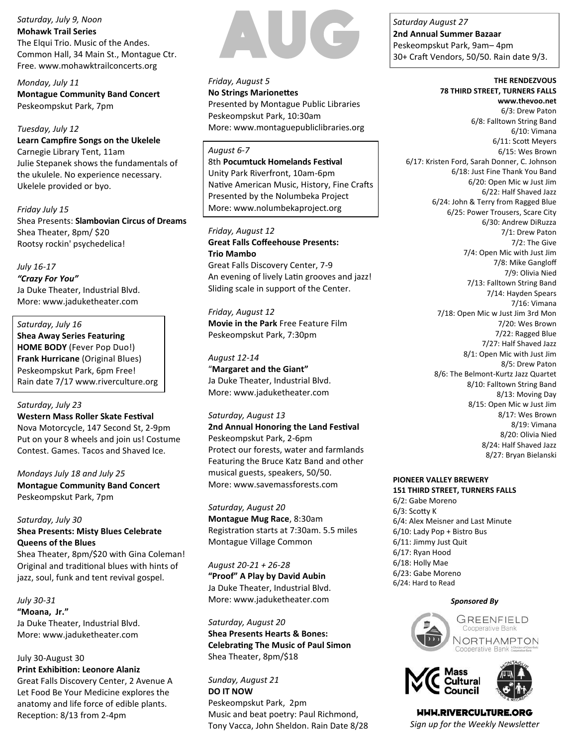*Saturday, July 9, Noon*
**Mohawk Trail Series**
The Elqui Trio. Music of the Andes.
Common Hall, 34 Main St., Montague Ctr.
Free. www.mohawktrailconcerts.org

*Monday, July 11*
**Montague Community Band Concert**
Peskeompskut Park, 7pm

*Tuesday, July 12*
**Learn Campfire Songs on the Ukelele**
Carnegie Library Tent, 11am
Julie Stepanek shows the fundamentals of the ukulele. No experience necessary. Ukelele provided or byo.

*Friday July 15*
Shea Presents: **Slambovian Circus of Dreams**
Shea Theater, 8pm/ $20
Rootsy rockin' psychedelica!

*July 16-17*
***"Crazy For You"***
Ja Duke Theater, Industrial Blvd.
More: www.jaduketheater.com

*Saturday, July 16*
**Shea Away Series Featuring**
**HOME BODY** (Fever Pop Duo!)
**Frank Hurricane** (Original Blues)
Peskeompskut Park, 6pm Free!
Rain date 7/17 www.riverculture.org

*Saturday, July 23*
**Western Mass Roller Skate Festival**
Nova Motorcycle, 147 Second St, 2-9pm
Put on your 8 wheels and join us! Costume Contest. Games. Tacos and Shaved Ice.

*Mondays July 18 and July 25*
**Montague Community Band Concert**
Peskeompskut Park, 7pm

*Saturday, July 30*
**Shea Presents: Misty Blues Celebrate Queens of the Blues**
Shea Theater, 8pm/$20 with Gina Coleman! Original and traditional blues with hints of jazz, soul, funk and tent revival gospel.

*July 30-31*
**"Moana, Jr."**
Ja Duke Theater, Industrial Blvd.
More: www.jaduketheater.com

July 30-August 30
**Print Exhibition: Leonore Alaniz**
Great Falls Discovery Center, 2 Avenue A
Let Food Be Your Medicine explores the anatomy and life force of edible plants.
Reception: 8/13 from 2-4pm

# AUG

*Friday, August 5*
**No Strings Marionettes**
Presented by Montague Public Libraries
Peskeompskut Park, 10:30am
More: www.montaguepubliclibraries.org

*August 6-7*
8th **Pocumtuck Homelands Festival**
Unity Park Riverfront, 10am-6pm
Native American Music, History, Fine Crafts
Presented by the Nolumbeka Project
More: www.nolumbekaproject.org

*Friday, August 12*
**Great Falls Coffeehouse Presents: Trio Mambo**
Great Falls Discovery Center, 7-9
An evening of lively Latin grooves and jazz! Sliding scale in support of the Center.

*Friday, August 12*
**Movie in the Park** Free Feature Film
Peskeompskut Park, 7:30pm

*August 12-14*
"**Margaret and the Giant"**
Ja Duke Theater, Industrial Blvd.
More: www.jaduketheater.com

*Saturday, August 13*
**2nd Annual Honoring the Land Festival**
Peskeompskut Park, 2-6pm
Protect our forests, water and farmlands
Featuring the Bruce Katz Band and other musical guests, speakers, 50/50.
More: www.savemassforests.com

*Saturday, August 20*
**Montague Mug Race**, 8:30am
Registration starts at 7:30am. 5.5 miles
Montague Village Common

*August 20-21 + 26-28*
**"Proof" A Play by David Aubin**
Ja Duke Theater, Industrial Blvd.
More: www.jaduketheater.com

*Saturday, August 20*
**Shea Presents Hearts & Bones: Celebrating The Music of Paul Simon**
Shea Theater, 8pm/$18

*Sunday, August 21*
**DO IT NOW**
Peskeompskut Park, 2pm
Music and beat poetry: Paul Richmond, Tony Vacca, John Sheldon. Rain Date 8/28

*Saturday August 27*
**2nd Annual Summer Bazaar**
Peskeompskut Park, 9am– 4pm
30+ Craft Vendors, 50/50. Rain date 9/3.

**THE RENDEZVOUS**
**78 THIRD STREET, TURNERS FALLS**
**www.thevoo.net**

6/3: Drew Paton
6/8: Falltown String Band
6/10: Vimana
6/11: Scott Meyers
6/15: Wes Brown
6/17: Kristen Ford, Sarah Donner, C. Johnson
6/18: Just Fine Thank You Band
6/20: Open Mic w Just Jim
6/22: Half Shaved Jazz
6/24: John & Terry from Ragged Blue
6/25: Power Trousers, Scare City
6/30: Andrew DiRuzza
7/1: Drew Paton
7/2: The Give
7/4: Open Mic with Just Jim
7/8: Mike Gangloff
7/9: Olivia Nied
7/13: Falltown String Band
7/14: Hayden Spears
7/16: Vimana
7/18: Open Mic w Just Jim 3rd Mon
7/20: Wes Brown
7/22: Ragged Blue
7/27: Half Shaved Jazz
8/1: Open Mic with Just Jim
8/5: Drew Paton
8/6: The Belmont-Kurtz Jazz Quartet
8/10: Falltown String Band
8/13: Moving Day
8/15: Open Mic w Just Jim
8/17: Wes Brown
8/19: Vimana
8/20: Olivia Nied
8/24: Half Shaved Jazz
8/27: Bryan Bielanski

**PIONEER VALLEY BREWERY**
**151 THIRD STREET, TURNERS FALLS**

6/2: Gabe Moreno
6/3: Scotty K
6/4: Alex Meisner and Last Minute
6/10: Lady Pop + Bistro Bus
6/11: Jimmy Just Quit
6/17: Ryan Hood
6/18: Holly Mae
6/23: Gabe Moreno
6/24: Hard to Read

***Sponsored By***

Greenfield Cooperative Bank
Northampton Cooperative Bank
Mass Cultural Council
Montague Parks & Recreation

**WWW.RIVERCULTURE.ORG**
*Sign up for the Weekly Newsletter*